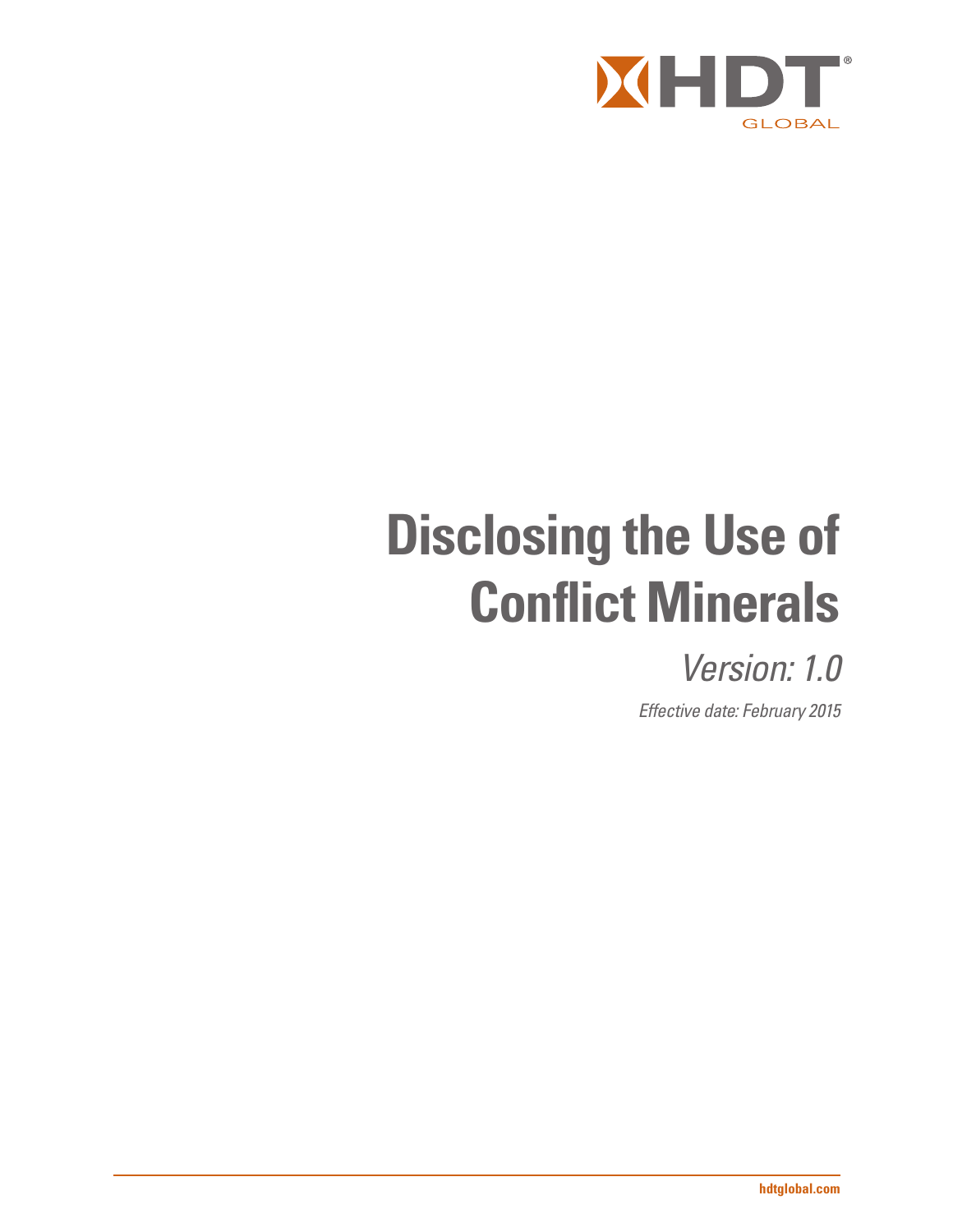HDT GLOBAL

# Disclosing the Use of Conflict Minerals

*Version: 1.0*

*Effective date: February 2015*

hdtglobal.com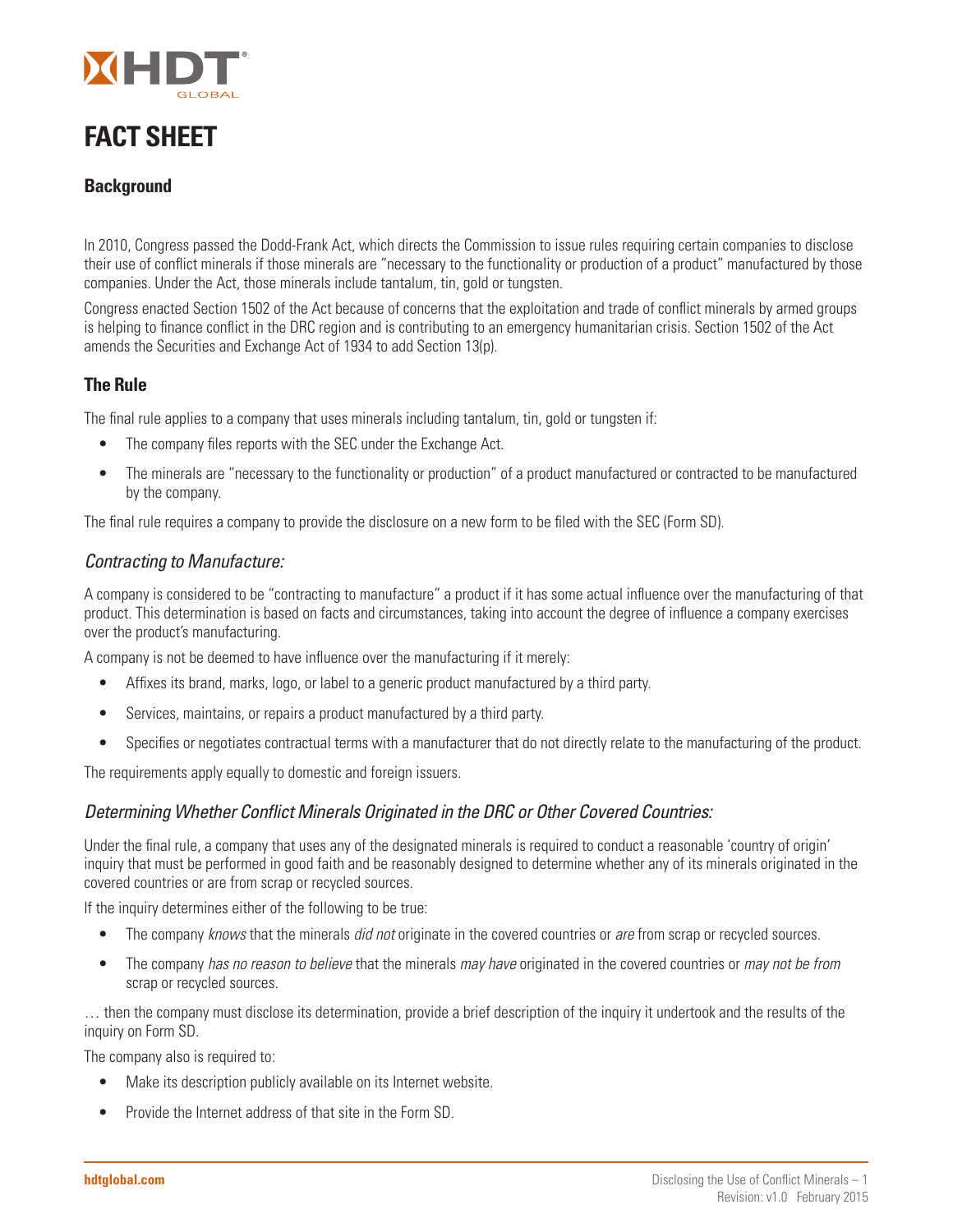# FACT SHEET

## Background

In 2010, Congress passed the Dodd-Frank Act, which directs the Commission to issue rules requiring certain companies to disclose their use of conflict minerals if those minerals are "necessary to the functionality or production of a product" manufactured by those companies. Under the Act, those minerals include tantalum, tin, gold or tungsten.

Congress enacted Section 1502 of the Act because of concerns that the exploitation and trade of conflict minerals by armed groups is helping to finance conflict in the DRC region and is contributing to an emergency humanitarian crisis. Section 1502 of the Act amends the Securities and Exchange Act of 1934 to add Section 13(p).

## The Rule

The final rule applies to a company that uses minerals including tantalum, tin, gold or tungsten if:

- The company files reports with the SEC under the Exchange Act.
- The minerals are "necessary to the functionality or production" of a product manufactured or contracted to be manufactured by the company.

The final rule requires a company to provide the disclosure on a new form to be filed with the SEC (Form SD).

### *Contracting to Manufacture:*

A company is considered to be "contracting to manufacture" a product if it has some actual influence over the manufacturing of that product. This determination is based on facts and circumstances, taking into account the degree of influence a company exercises over the product's manufacturing.

A company is not be deemed to have influence over the manufacturing if it merely:

- Affixes its brand, marks, logo, or label to a generic product manufactured by a third party.
- Services, maintains, or repairs a product manufactured by a third party.
- Specifies or negotiates contractual terms with a manufacturer that do not directly relate to the manufacturing of the product.

The requirements apply equally to domestic and foreign issuers.

### *Determining Whether Conflict Minerals Originated in the DRC or Other Covered Countries:*

Under the final rule, a company that uses any of the designated minerals is required to conduct a reasonable 'country of origin' inquiry that must be performed in good faith and be reasonably designed to determine whether any of its minerals originated in the covered countries or are from scrap or recycled sources.

If the inquiry determines either of the following to be true:

- The company *knows* that the minerals *did not* originate in the covered countries or *are* from scrap or recycled sources.
- The company *has no reason to believe* that the minerals *may have* originated in the covered countries or *may not be from* scrap or recycled sources.

… then the company must disclose its determination, provide a brief description of the inquiry it undertook and the results of the inquiry on Form SD.

The company also is required to:

- Make its description publicly available on its Internet website.
- Provide the Internet address of that site in the Form SD.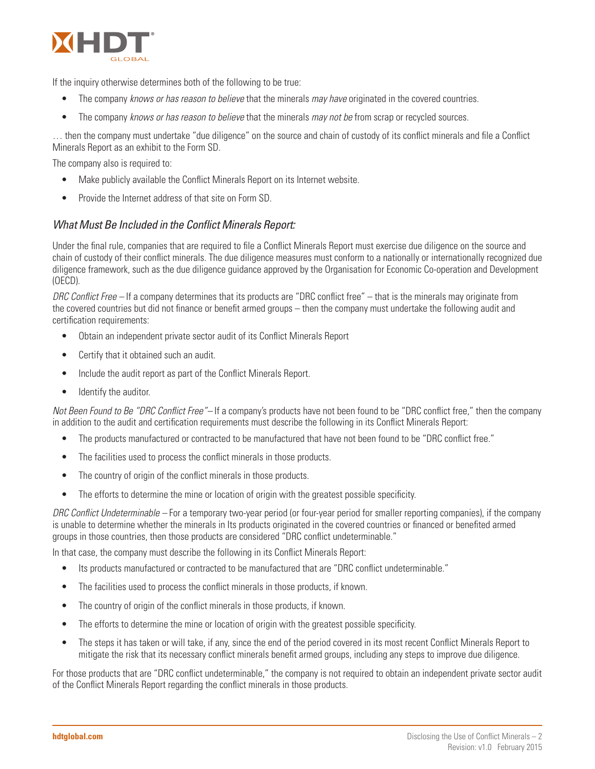If the inquiry otherwise determines both of the following to be true:

- The company *knows or has reason to believe* that the minerals *may have* originated in the covered countries.
- The company *knows or has reason to believe* that the minerals *may not be* from scrap or recycled sources.

… then the company must undertake "due diligence" on the source and chain of custody of its conflict minerals and file a Conflict Minerals Report as an exhibit to the Form SD.

The company also is required to:

- Make publicly available the Conflict Minerals Report on its Internet website.
- Provide the Internet address of that site on Form SD.

### *What Must Be Included in the Conflict Minerals Report:*

Under the final rule, companies that are required to file a Conflict Minerals Report must exercise due diligence on the source and chain of custody of their conflict minerals. The due diligence measures must conform to a nationally or internationally recognized due diligence framework, such as the due diligence guidance approved by the Organisation for Economic Co-operation and Development (OECD).

*DRC Conflict Free* – If a company determines that its products are "DRC conflict free" – that is the minerals may originate from the covered countries but did not finance or benefit armed groups – then the company must undertake the following audit and certification requirements:

- Obtain an independent private sector audit of its Conflict Minerals Report
- Certify that it obtained such an audit.
- Include the audit report as part of the Conflict Minerals Report.
- Identify the auditor.

*Not Been Found to Be "DRC Conflict Free"* – If a company's products have not been found to be "DRC conflict free," then the company in addition to the audit and certification requirements must describe the following in its Conflict Minerals Report:

- The products manufactured or contracted to be manufactured that have not been found to be "DRC conflict free."
- The facilities used to process the conflict minerals in those products.
- The country of origin of the conflict minerals in those products.
- The efforts to determine the mine or location of origin with the greatest possible specificity.

*DRC Conflict Undeterminable* – For a temporary two-year period (or four-year period for smaller reporting companies), if the company is unable to determine whether the minerals in Its products originated in the covered countries or financed or benefited armed groups in those countries, then those products are considered "DRC conflict undeterminable."

In that case, the company must describe the following in its Conflict Minerals Report:

- Its products manufactured or contracted to be manufactured that are "DRC conflict undeterminable."
- The facilities used to process the conflict minerals in those products, if known.
- The country of origin of the conflict minerals in those products, if known.
- The efforts to determine the mine or location of origin with the greatest possible specificity.
- The steps it has taken or will take, if any, since the end of the period covered in its most recent Conflict Minerals Report to mitigate the risk that its necessary conflict minerals benefit armed groups, including any steps to improve due diligence.

For those products that are "DRC conflict undeterminable," the company is not required to obtain an independent private sector audit of the Conflict Minerals Report regarding the conflict minerals in those products.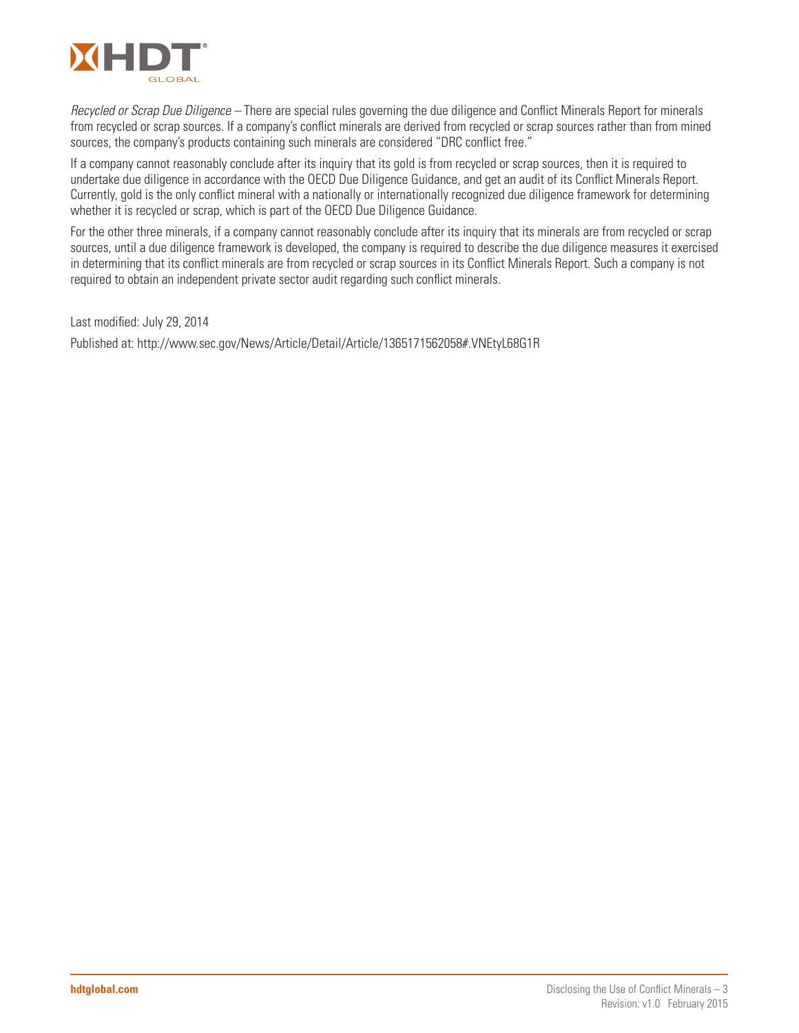*Recycled or Scrap Due Diligence* – There are special rules governing the due diligence and Conflict Minerals Report for minerals from recycled or scrap sources. If a company's conflict minerals are derived from recycled or scrap sources rather than from mined sources, the company's products containing such minerals are considered "DRC conflict free."

If a company cannot reasonably conclude after its inquiry that its gold is from recycled or scrap sources, then it is required to undertake due diligence in accordance with the OECD Due Diligence Guidance, and get an audit of its Conflict Minerals Report. Currently, gold is the only conflict mineral with a nationally or internationally recognized due diligence framework for determining whether it is recycled or scrap, which is part of the OECD Due Diligence Guidance.

For the other three minerals, if a company cannot reasonably conclude after its inquiry that its minerals are from recycled or scrap sources, until a due diligence framework is developed, the company is required to describe the due diligence measures it exercised in determining that its conflict minerals are from recycled or scrap sources in its Conflict Minerals Report. Such a company is not required to obtain an independent private sector audit regarding such conflict minerals.

Last modified: July 29, 2014

Published at: http://www.sec.gov/News/Article/Detail/Article/1365171562058#.VNEtyL68G1R